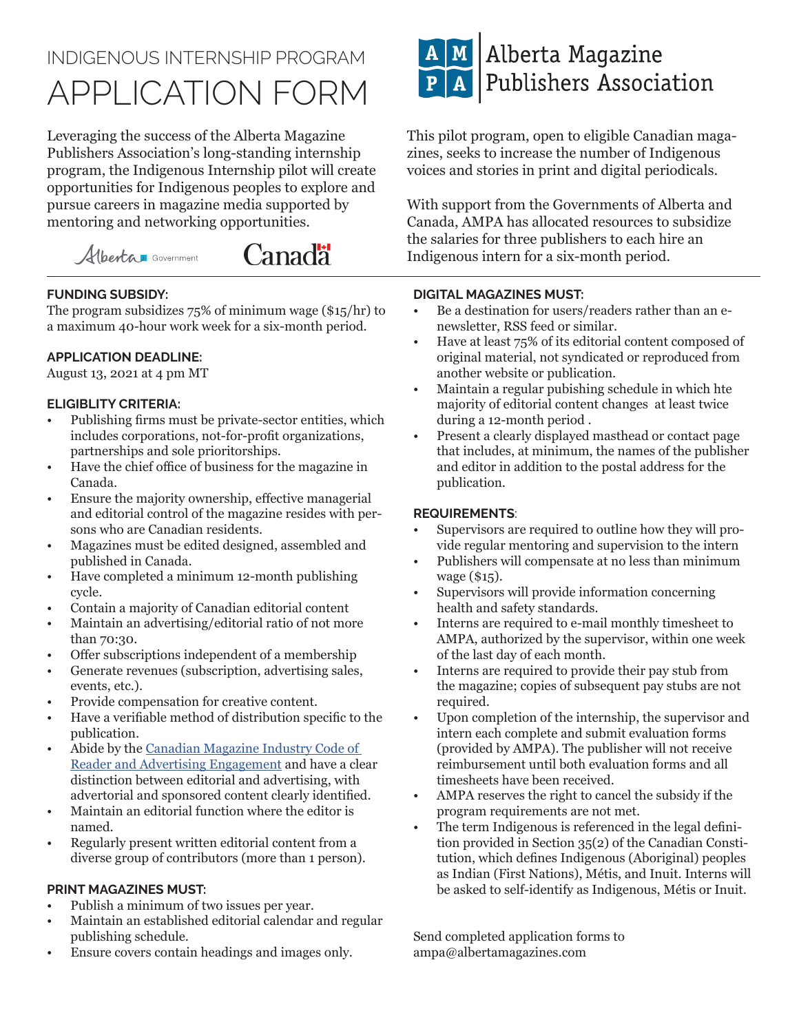# INDIGENOUS INTERNSHIP PROGRAM

# APPLICATION FORM

Alberta Magazine Publishers Association

Leveraging the success of the Alberta Magazine Publishers Association's long-standing internship program, the Indigenous Internship pilot will create opportunities for Indigenous peoples to explore and pursue careers in magazine media supported by mentoring and networking opportunities.

This pilot program, open to eligible Canadian magazines, seeks to increase the number of Indigenous voices and stories in print and digital periodicals.

With support from the Governments of Alberta and Canada, AMPA has allocated resources to subsidize the salaries for three publishers to each hire an Indigenous intern for a six-month period.

### FUNDING SUBSIDY:

The program subsidizes 75% of minimum wage ($15/hr) to a maximum 40-hour work week for a six-month period.

### APPLICATION DEADLINE:

August 13, 2021 at 4 pm MT

### ELIGIBLITY CRITERIA:

- Publishing firms must be private-sector entities, which includes corporations, not-for-profit organizations, partnerships and sole prioritorships.
- Have the chief office of business for the magazine in Canada.
- Ensure the majority ownership, effective managerial and editorial control of the magazine resides with persons who are Canadian residents.
- Magazines must be edited designed, assembled and published in Canada.
- Have completed a minimum 12-month publishing cycle.
- Contain a majority of Canadian editorial content
- Maintain an advertising/editorial ratio of not more than 70:30.
- Offer subscriptions independent of a membership
- Generate revenues (subscription, advertising sales, events, etc.).
- Provide compensation for creative content.
- Have a verifiable method of distribution specific to the publication.
- Abide by the Canadian Magazine Industry Code of Reader and Advertising Engagement and have a clear distinction between editorial and advertising, with advertorial and sponsored content clearly identified.
- Maintain an editorial function where the editor is named.
- Regularly present written editorial content from a diverse group of contributors (more than 1 person).

### PRINT MAGAZINES MUST:

- Publish a minimum of two issues per year.
- Maintain an established editorial calendar and regular publishing schedule.
- Ensure covers contain headings and images only.

### DIGITAL MAGAZINES MUST:

- Be a destination for users/readers rather than an e-newsletter, RSS feed or similar.
- Have at least 75% of its editorial content composed of original material, not syndicated or reproduced from another website or publication.
- Maintain a regular pubishing schedule in which hte majority of editorial content changes at least twice during a 12-month period .
- Present a clearly displayed masthead or contact page that includes, at minimum, the names of the publisher and editor in addition to the postal address for the publication.

### REQUIREMENTS:

- Supervisors are required to outline how they will provide regular mentoring and supervision to the intern
- Publishers will compensate at no less than minimum wage ($15).
- Supervisors will provide information concerning health and safety standards.
- Interns are required to e-mail monthly timesheet to AMPA, authorized by the supervisor, within one week of the last day of each month.
- Interns are required to provide their pay stub from the magazine; copies of subsequent pay stubs are not required.
- Upon completion of the internship, the supervisor and intern each complete and submit evaluation forms (provided by AMPA). The publisher will not receive reimbursement until both evaluation forms and all timesheets have been received.
- AMPA reserves the right to cancel the subsidy if the program requirements are not met.
- The term Indigenous is referenced in the legal definition provided in Section 35(2) of the Canadian Constitution, which defines Indigenous (Aboriginal) peoples as Indian (First Nations), Métis, and Inuit. Interns will be asked to self-identify as Indigenous, Métis or Inuit.

Send completed application forms to ampa@albertamagazines.com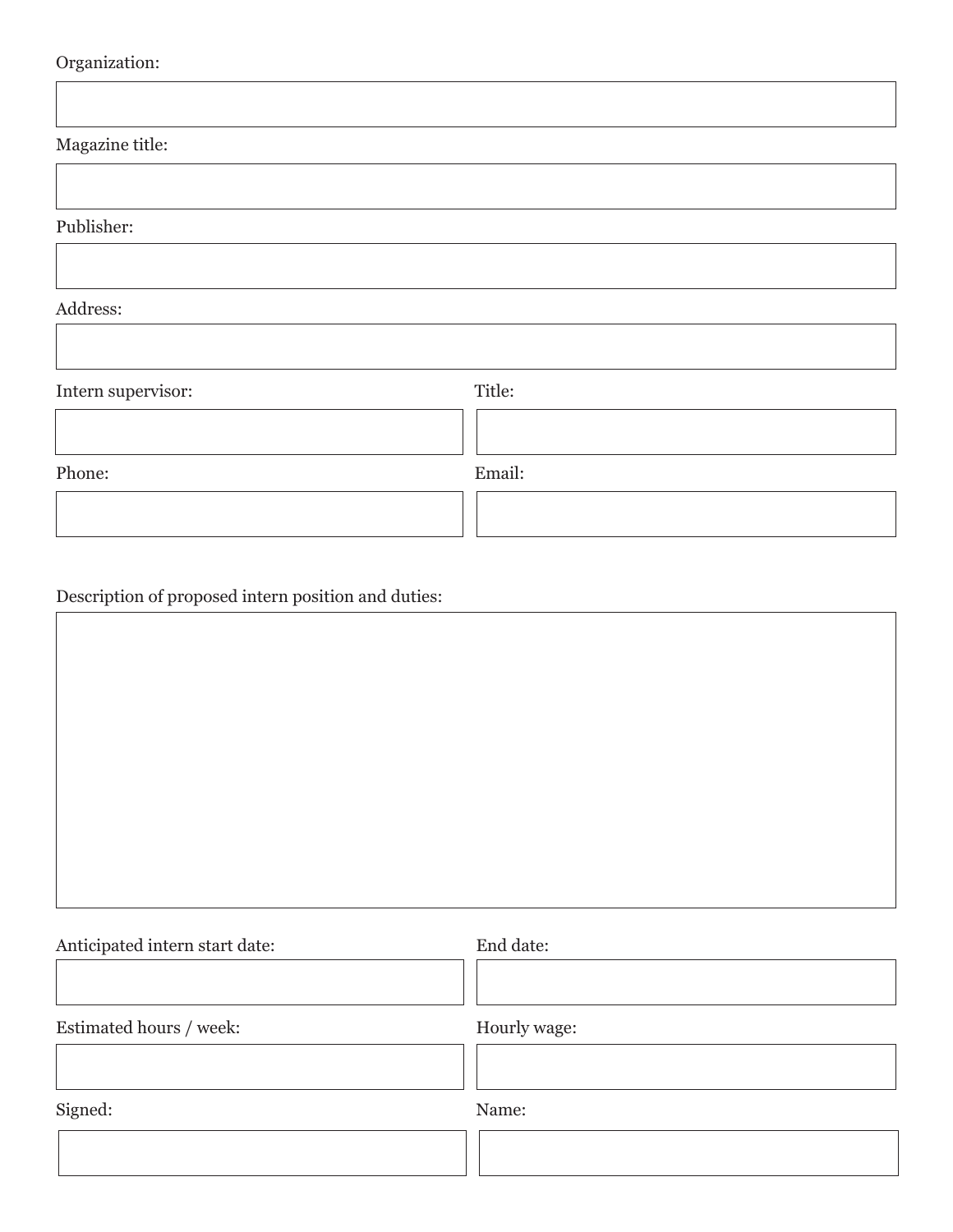Organization:

Magazine title:

Publisher:

Address:

Intern supervisor:

Title:

Phone:

Email:

Description of proposed intern position and duties:

Anticipated intern start date:

End date:

Estimated hours / week:

Hourly wage:

Signed:

Name: